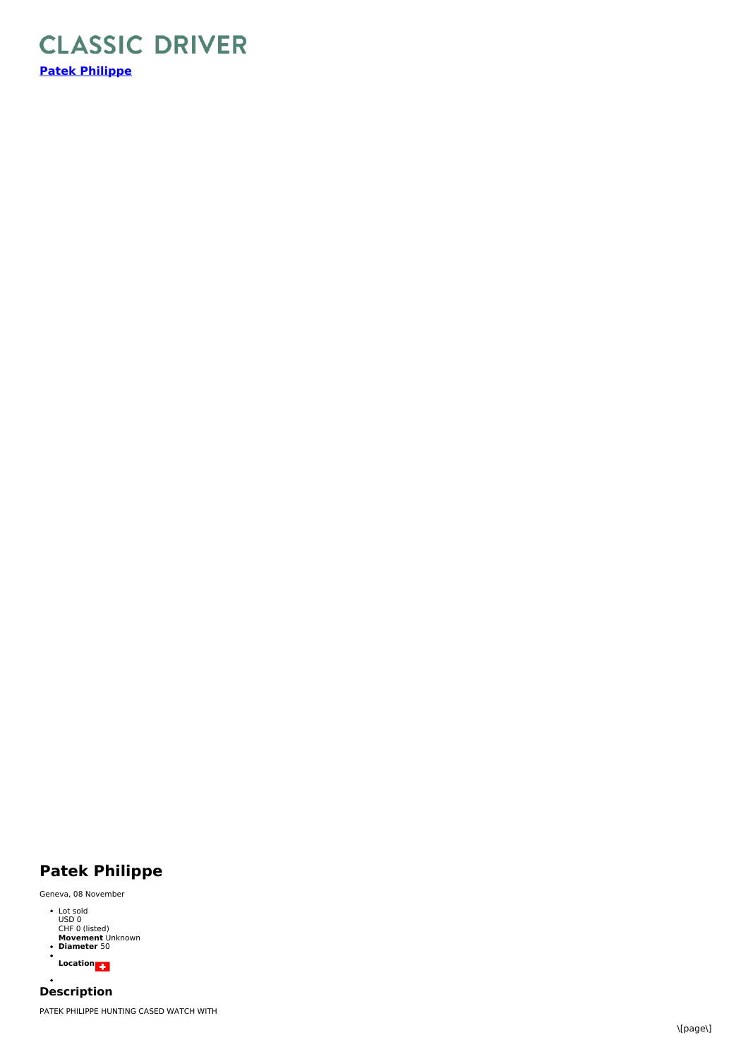# CLASSIC DRIVER

**Patek Philippe**

## Patek Philippe

Geneva, 08 November

- Lot sold
  USD 0
  CHF 0 (listed)
  **Movement** Unknown
- **Diameter** 50
- 

  **Location**

- 

## Description

PATEK PHILIPPE HUNTING CASED WATCH WITH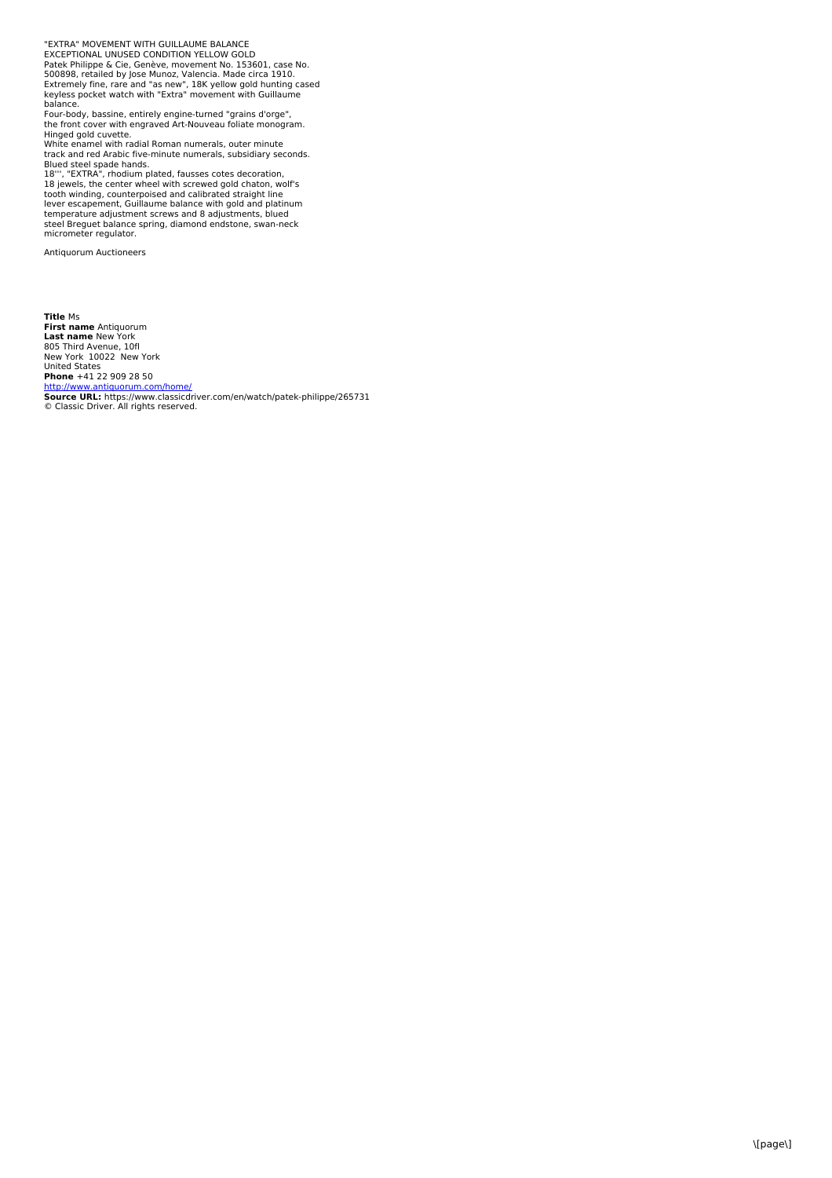"EXTRA" MOVEMENT WITH GUILLAUME BALANCE
EXCEPTIONAL UNUSED CONDITION YELLOW GOLD
Patek Philippe & Cie, Genève, movement No. 153601, case No. 500898, retailed by Jose Munoz, Valencia. Made circa 1910. Extremely fine, rare and "as new", 18K yellow gold hunting cased keyless pocket watch with "Extra" movement with Guillaume balance.
Four-body, bassine, entirely engine-turned "grains d'orge", the front cover with engraved Art-Nouveau foliate monogram. Hinged gold cuvette.
White enamel with radial Roman numerals, outer minute track and red Arabic five-minute numerals, subsidiary seconds. Blued steel spade hands.
18''', "EXTRA", rhodium plated, fausses cotes decoration, 18 jewels, the center wheel with screwed gold chaton, wolf's tooth winding, counterpoised and calibrated straight line lever escapement, Guillaume balance with gold and platinum temperature adjustment screws and 8 adjustments, blued steel Breguet balance spring, diamond endstone, swan-neck micrometer regulator.

Antiquorum Auctioneers

**Title** Ms
**First name** Antiquorum
**Last name** New York
805 Third Avenue, 10fl
New York 10022 New York
United States
**Phone** +41 22 909 28 50
http://www.antiquorum.com/home/
**Source URL:** https://www.classicdriver.com/en/watch/patek-philippe/265731
© Classic Driver. All rights reserved.